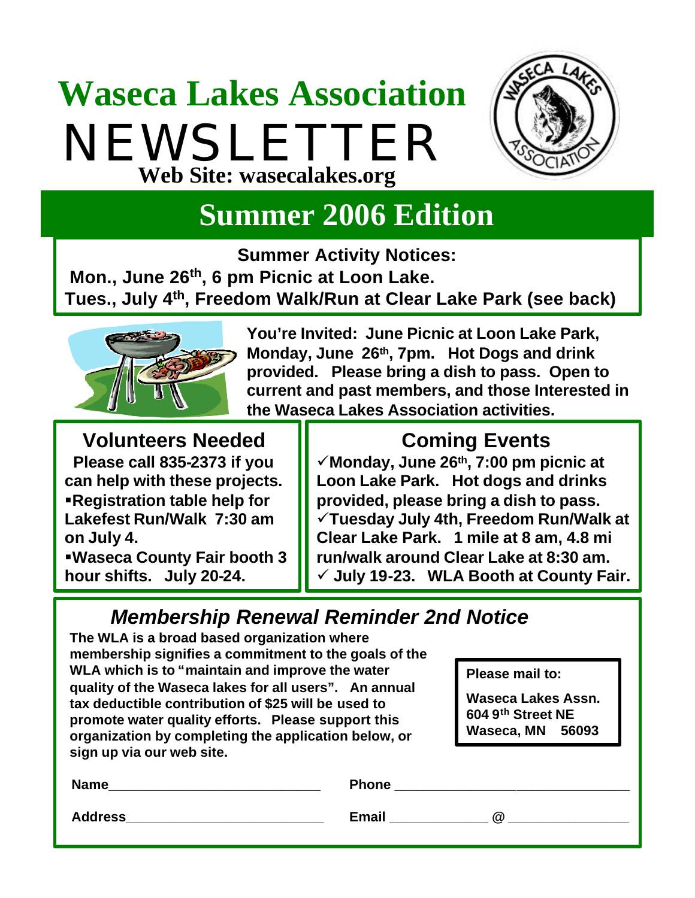# Waseca Lakes Association

# NEWSLETTER

**Web Site: wasecalakes.org**

## Summer 2006 Edition

**Summer Activity Notices:**

**Mon., June 26th, 6 pm Picnic at Loon Lake.**

**Tues., July 4th, Freedom Walk/Run at Clear Lake Park (see back)**

**You're Invited: June Picnic at Loon Lake Park, Monday, June 26th, 7pm. Hot Dogs and drink provided. Please bring a dish to pass. Open to current and past members, and those Interested in the Waseca Lakes Association activities.**

### Volunteers Needed

**Please call 835-2373 if you can help with these projects.**

- **Registration table help for Lakefest Run/Walk 7:30 am on July 4.**
- **Waseca County Fair booth 3 hour shifts. July 20-24.**

### Coming Events

- ✓ **Monday, June 26th, 7:00 pm picnic at Loon Lake Park. Hot dogs and drinks provided, please bring a dish to pass.**
- ✓ **Tuesday July 4th, Freedom Run/Walk at Clear Lake Park. 1 mile at 8 am, 4.8 mi run/walk around Clear Lake at 8:30 am.**
- ✓ **July 19-23. WLA Booth at County Fair.**

### *Membership Renewal Reminder 2nd Notice*

**The WLA is a broad based organization where membership signifies a commitment to the goals of the WLA which is to "maintain and improve the water quality of the Waseca lakes for all users". An annual tax deductible contribution of $25 will be used to promote water quality efforts. Please support this organization by completing the application below, or sign up via our web site.**

**Please mail to:**

**Waseca Lakes Assn.**
**604 9th Street NE**
**Waseca, MN 56093**

**Name**\_\_\_\_\_\_\_\_\_\_\_\_\_\_\_\_\_\_\_\_\_\_\_\_\_\_\_\_ **Phone** \_\_\_\_\_\_\_\_\_\_\_\_\_\_\_\_\_\_\_\_\_\_\_\_\_\_\_\_\_\_

**Address**\_\_\_\_\_\_\_\_\_\_\_\_\_\_\_\_\_\_\_\_\_\_\_\_\_\_ **Email** \_\_\_\_\_\_\_\_\_\_\_\_ @ \_\_\_\_\_\_\_\_\_\_\_\_\_\_\_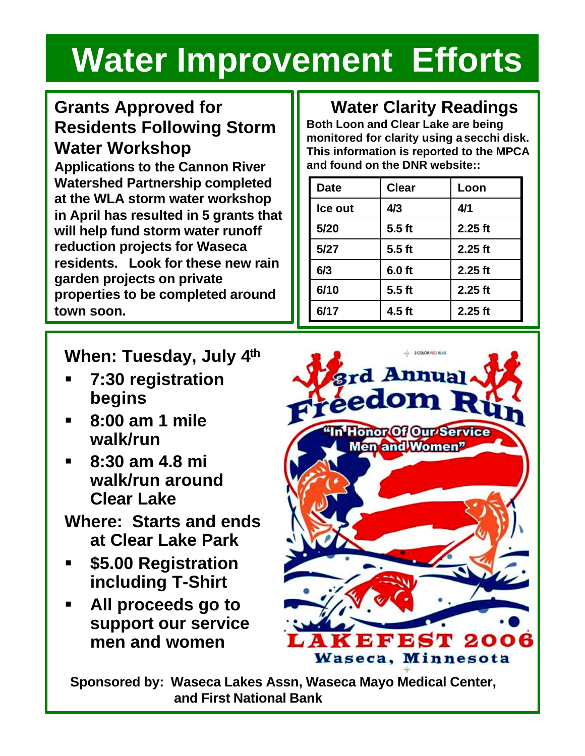# Water Improvement Efforts

## Grants Approved for Residents Following Storm Water Workshop

**Applications to the Cannon River Watershed Partnership completed at the WLA storm water workshop in April has resulted in 5 grants that will help fund storm water runoff reduction projects for Waseca residents. Look for these new rain garden projects on private properties to be completed around town soon.**

## Water Clarity Readings

**Both Loon and Clear Lake are being monitored for clarity using a secchi disk. This information is reported to the MPCA and found on the DNR website::**

| Date | Clear | Loon |
|---|---|---|
| Ice out | 4/3 | 4/1 |
| 5/20 | 5.5 ft | 2.25 ft |
| 5/27 | 5.5 ft | 2.25 ft |
| 6/3 | 6.0 ft | 2.25 ft |
| 6/10 | 5.5 ft | 2.25 ft |
| 6/17 | 4.5 ft | 2.25 ft |

**When: Tuesday, July 4th**

- **7:30 registration begins**
- **8:00 am 1 mile walk/run**
- **8:30 am 4.8 mi walk/run around Clear Lake**

**Where: Starts and ends at Clear Lake Park**

- **$5.00 Registration including T-Shirt**
- **All proceeds go to support our service men and women**

3rd Annual Freedom Run

"In Honor Of Our Service Men and Women"

LAKEFEST 2006

Waseca, Minnesota

**Sponsored by: Waseca Lakes Assn, Waseca Mayo Medical Center, and First National Bank**